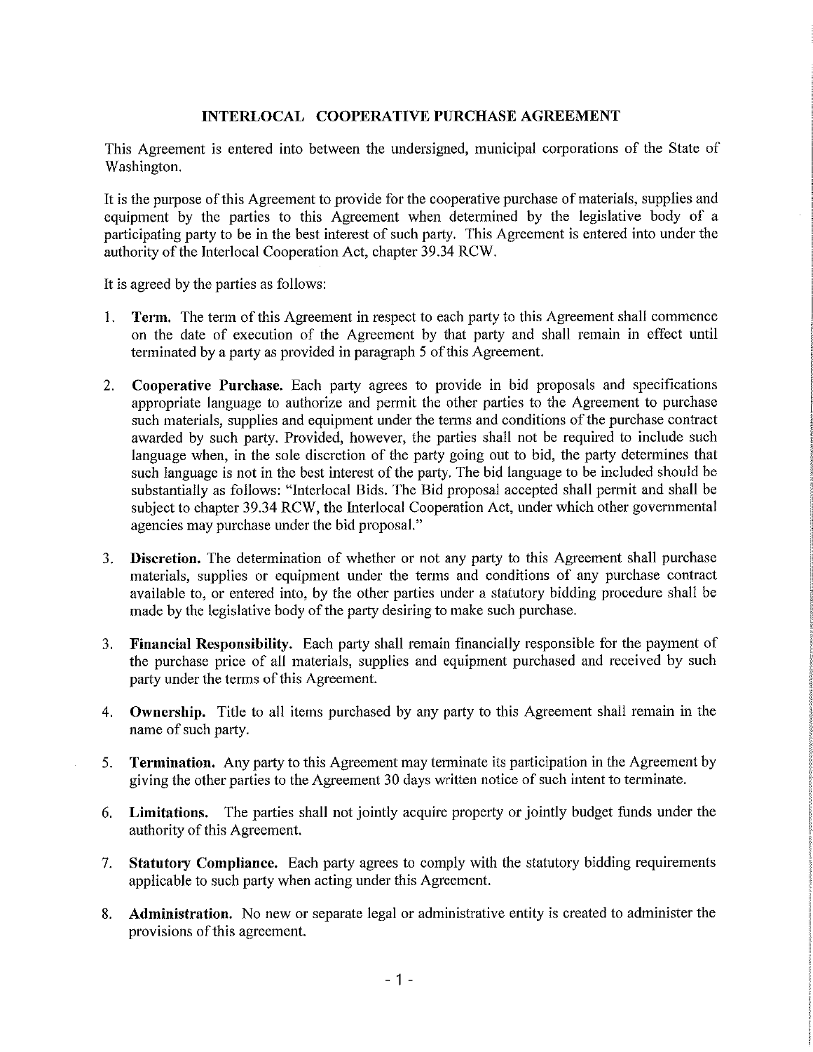# INTERLOCAL COOPERATIVE PURCHASE AGREEMENT

This Agreement is entered into between the undersigned, municipal corporations of the State of Washington.

It is the purpose of this Agreement to provide for the cooperative purchase of materials, supplies and equipment by the parties to this Agreement when determined by the legislative body of a participating party to be in the best interest of such party. This Agreement is entered into under the authority of the Interlocal Cooperation Act, chapter 39.34 RCW.

It is agreed by the parties as follows:

1. **Term.** The term of this Agreement in respect to each party to this Agreement shall commence on the date of execution of the Agreement by that party and shall remain in effect until terminated by a party as provided in paragraph 5 of this Agreement.

2. **Cooperative Purchase.** Each party agrees to provide in bid proposals and specifications appropriate language to authorize and permit the other parties to the Agreement to purchase such materials, supplies and equipment under the terms and conditions of the purchase contract awarded by such party. Provided, however, the parties shall not be required to include such language when, in the sole discretion of the party going out to bid, the party determines that such language is not in the best interest of the party. The bid language to be included should be substantially as follows: "Interlocal Bids. The Bid proposal accepted shall permit and shall be subject to chapter 39.34 RCW, the Interlocal Cooperation Act, under which other governmental agencies may purchase under the bid proposal."

3. **Discretion.** The determination of whether or not any party to this Agreement shall purchase materials, supplies or equipment under the terms and conditions of any purchase contract available to, or entered into, by the other parties under a statutory bidding procedure shall be made by the legislative body of the party desiring to make such purchase.

3. **Financial Responsibility.** Each party shall remain financially responsible for the payment of the purchase price of all materials, supplies and equipment purchased and received by such party under the terms of this Agreement.

4. **Ownership.** Title to all items purchased by any party to this Agreement shall remain in the name of such party.

5. **Termination.** Any party to this Agreement may terminate its participation in the Agreement by giving the other parties to the Agreement 30 days written notice of such intent to terminate.

6. **Limitations.** The parties shall not jointly acquire property or jointly budget funds under the authority of this Agreement.

7. **Statutory Compliance.** Each party agrees to comply with the statutory bidding requirements applicable to such party when acting under this Agreement.

8. **Administration.** No new or separate legal or administrative entity is created to administer the provisions of this agreement.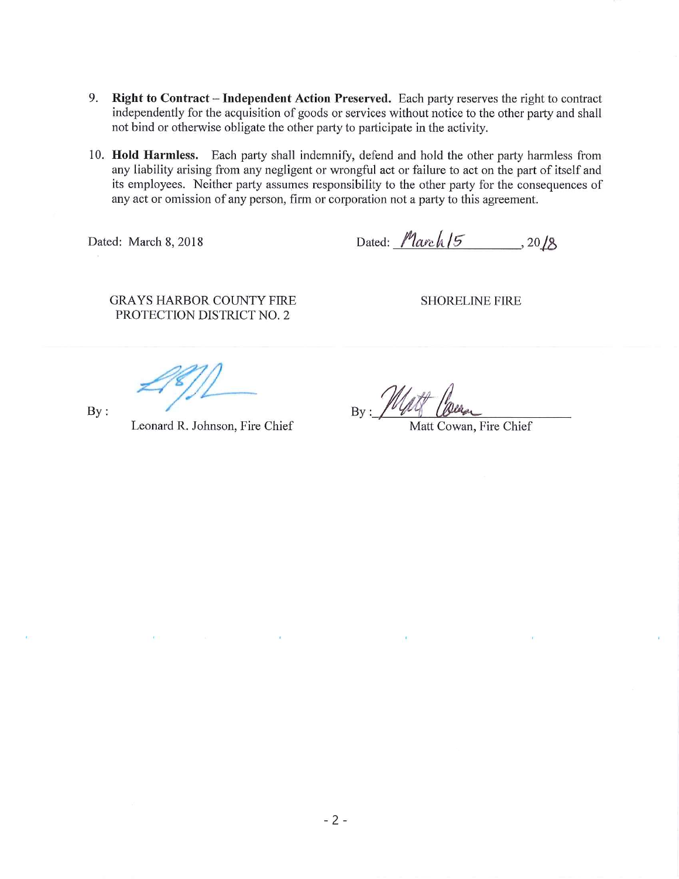9. **Right to Contract – Independent Action Preserved.** Each party reserves the right to contract independently for the acquisition of goods or services without notice to the other party and shall not bind or otherwise obligate the other party to participate in the activity.

10. **Hold Harmless.** Each party shall indemnify, defend and hold the other party harmless from any liability arising from any negligent or wrongful act or failure to act on the part of itself and its employees. Neither party assumes responsibility to the other party for the consequences of any act or omission of any person, firm or corporation not a party to this agreement.

| | |
|---|---|
| Dated: March 8, 2018 | Dated: March 15, 2018 |
| GRAYS HARBOR COUNTY FIRE PROTECTION DISTRICT NO. 2 | SHORELINE FIRE |
| By: [signature] | By: [signature] |
| Leonard R. Johnson, Fire Chief | Matt Cowan, Fire Chief |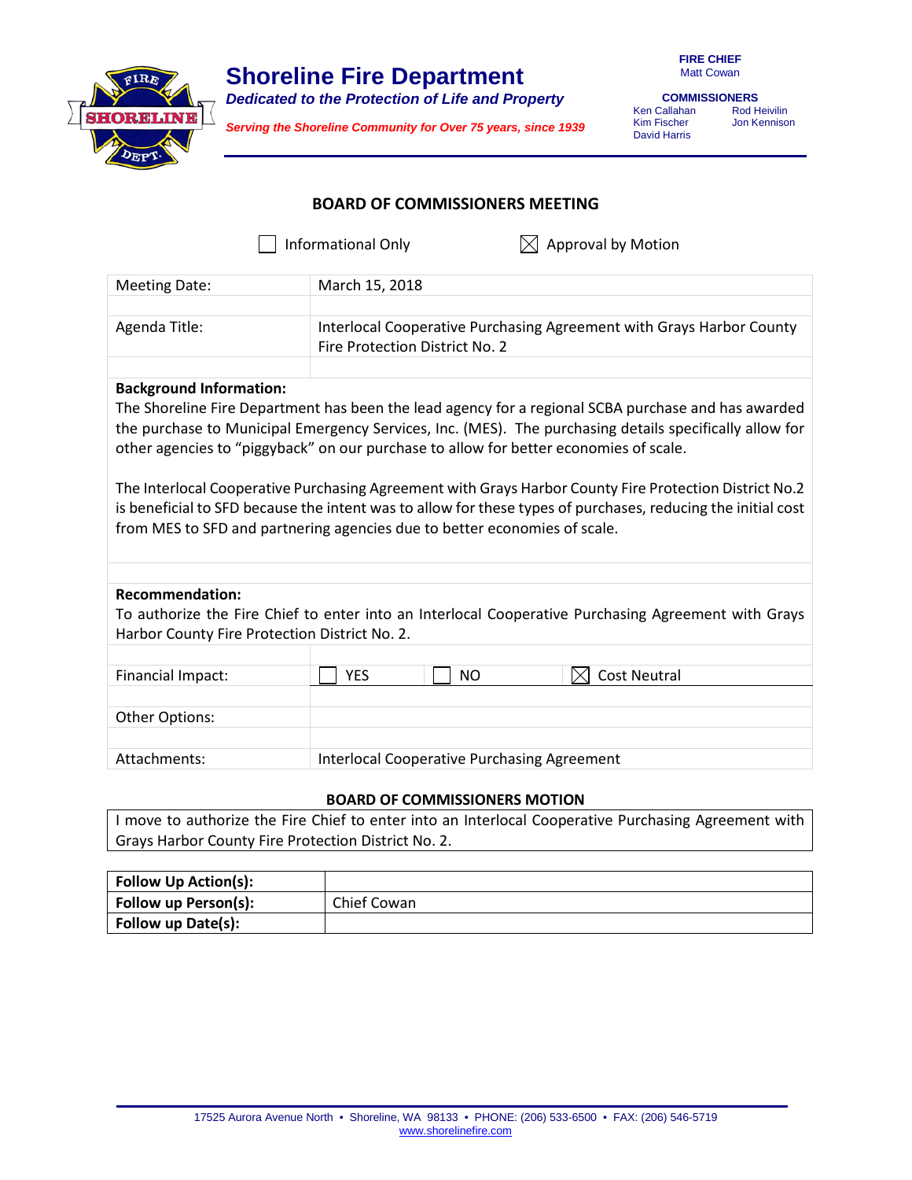# Shoreline Fire Department

*Dedicated to the Protection of Life and Property*

*Serving the Shoreline Community for Over 75 years, since 1939*

**FIRE CHIEF**
Matt Cowan

**COMMISSIONERS**
Ken Callahan
Kim Fischer
David Harris
Rod Heivilin
Jon Kennison

## BOARD OF COMMISSIONERS MEETING

☐ Informational Only ☒ Approval by Motion

| | |
|---|---|
| Meeting Date: | March 15, 2018 |
| Agenda Title: | Interlocal Cooperative Purchasing Agreement with Grays Harbor County Fire Protection District No. 2 |

**Background Information:**

The Shoreline Fire Department has been the lead agency for a regional SCBA purchase and has awarded the purchase to Municipal Emergency Services, Inc. (MES). The purchasing details specifically allow for other agencies to "piggyback" on our purchase to allow for better economies of scale.

The Interlocal Cooperative Purchasing Agreement with Grays Harbor County Fire Protection District No.2 is beneficial to SFD because the intent was to allow for these types of purchases, reducing the initial cost from MES to SFD and partnering agencies due to better economies of scale.

**Recommendation:**

To authorize the Fire Chief to enter into an Interlocal Cooperative Purchasing Agreement with Grays Harbor County Fire Protection District No. 2.

| | | | |
|---|---|---|---|
| Financial Impact: | ☐ YES | ☐ NO | ☒ Cost Neutral |
| Other Options: | | | |
| Attachments: | Interlocal Cooperative Purchasing Agreement | | |

## BOARD OF COMMISSIONERS MOTION

I move to authorize the Fire Chief to enter into an Interlocal Cooperative Purchasing Agreement with Grays Harbor County Fire Protection District No. 2.

| | |
|---|---|
| **Follow Up Action(s):** | |
| **Follow up Person(s):** | Chief Cowan |
| **Follow up Date(s):** | |

17525 Aurora Avenue North • Shoreline, WA 98133 • PHONE: (206) 533-6500 • FAX: (206) 546-5719
www.shorelinefire.com